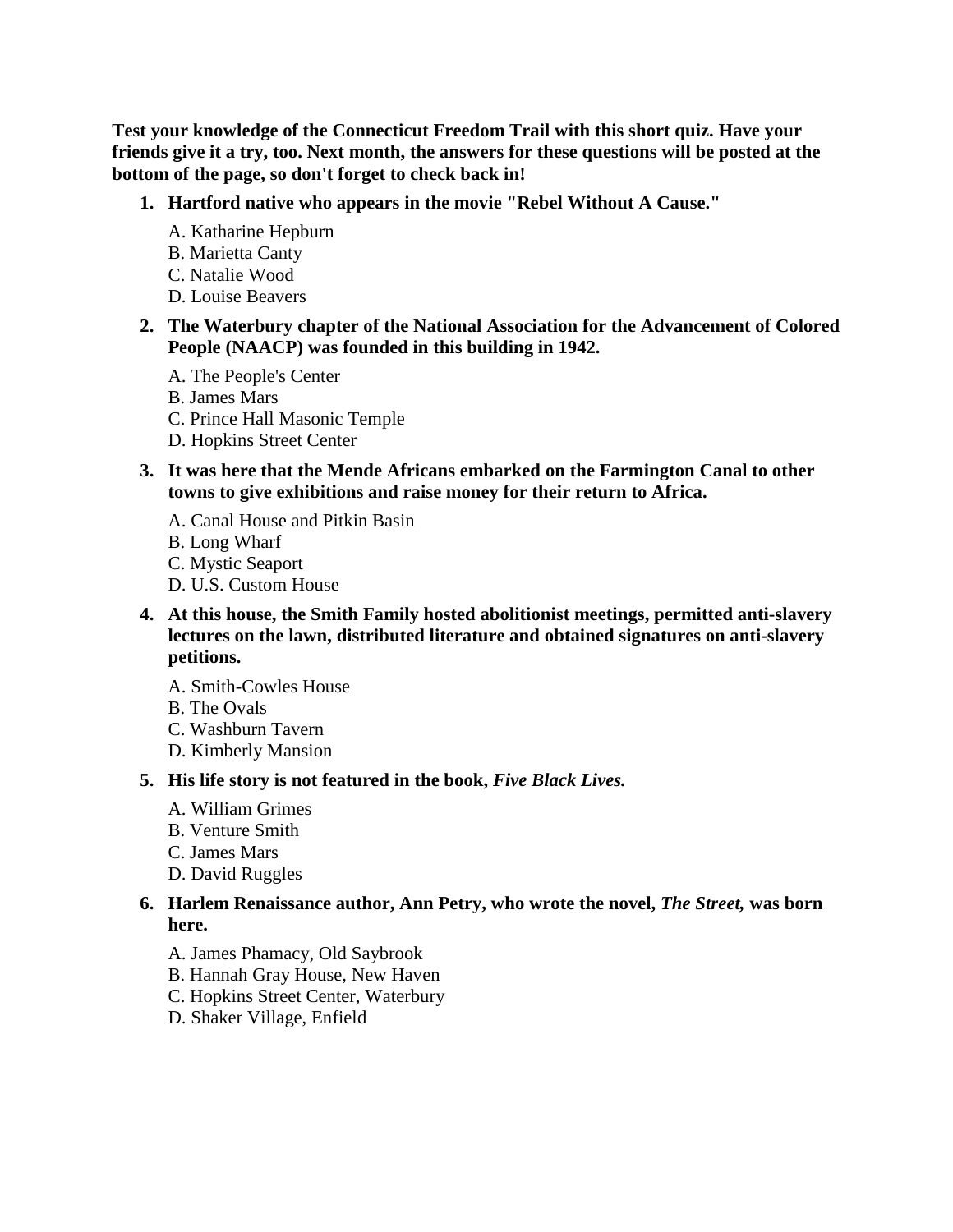**Test your knowledge of the Connecticut Freedom Trail with this short quiz. Have your friends give it a try, too. Next month, the answers for these questions will be posted at the bottom of the page, so don't forget to check back in!**

1. **Hartford native who appears in the movie "Rebel Without A Cause."**

   A. Katharine Hepburn
   B. Marietta Canty
   C. Natalie Wood
   D. Louise Beavers

2. **The Waterbury chapter of the National Association for the Advancement of Colored People (NAACP) was founded in this building in 1942.**

   A. The People's Center
   B. James Mars
   C. Prince Hall Masonic Temple
   D. Hopkins Street Center

3. **It was here that the Mende Africans embarked on the Farmington Canal to other towns to give exhibitions and raise money for their return to Africa.**

   A. Canal House and Pitkin Basin
   B. Long Wharf
   C. Mystic Seaport
   D. U.S. Custom House

4. **At this house, the Smith Family hosted abolitionist meetings, permitted anti-slavery lectures on the lawn, distributed literature and obtained signatures on anti-slavery petitions.**

   A. Smith-Cowles House
   B. The Ovals
   C. Washburn Tavern
   D. Kimberly Mansion

5. **His life story is not featured in the book, *Five Black Lives.***

   A. William Grimes
   B. Venture Smith
   C. James Mars
   D. David Ruggles

6. **Harlem Renaissance author, Ann Petry, who wrote the novel, *The Street,* was born here.**

   A. James Phamacy, Old Saybrook
   B. Hannah Gray House, New Haven
   C. Hopkins Street Center, Waterbury
   D. Shaker Village, Enfield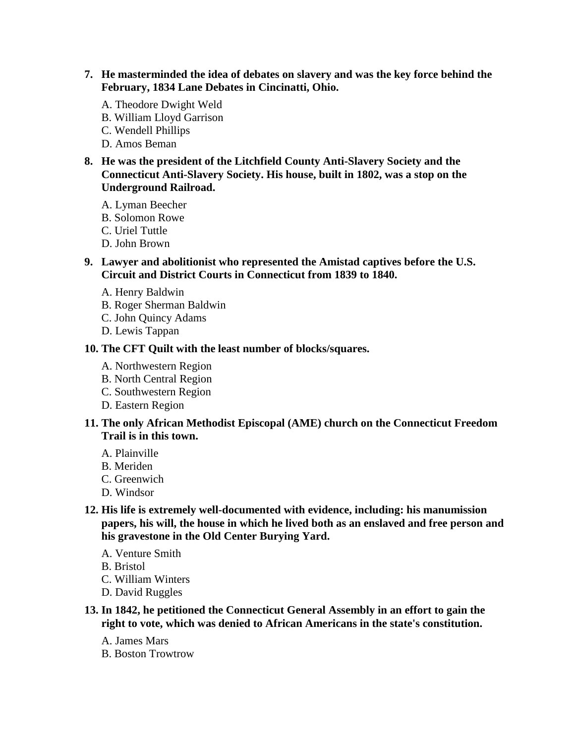7. **He masterminded the idea of debates on slavery and was the key force behind the February, 1834 Lane Debates in Cincinatti, Ohio.**

   A. Theodore Dwight Weld
   B. William Lloyd Garrison
   C. Wendell Phillips
   D. Amos Beman

8. **He was the president of the Litchfield County Anti-Slavery Society and the Connecticut Anti-Slavery Society. His house, built in 1802, was a stop on the Underground Railroad.**

   A. Lyman Beecher
   B. Solomon Rowe
   C. Uriel Tuttle
   D. John Brown

9. **Lawyer and abolitionist who represented the Amistad captives before the U.S. Circuit and District Courts in Connecticut from 1839 to 1840.**

   A. Henry Baldwin
   B. Roger Sherman Baldwin
   C. John Quincy Adams
   D. Lewis Tappan

10. **The CFT Quilt with the least number of blocks/squares.**

    A. Northwestern Region
    B. North Central Region
    C. Southwestern Region
    D. Eastern Region

11. **The only African Methodist Episcopal (AME) church on the Connecticut Freedom Trail is in this town.**

    A. Plainville
    B. Meriden
    C. Greenwich
    D. Windsor

12. **His life is extremely well-documented with evidence, including: his manumission papers, his will, the house in which he lived both as an enslaved and free person and his gravestone in the Old Center Burying Yard.**

    A. Venture Smith
    B. Bristol
    C. William Winters
    D. David Ruggles

13. **In 1842, he petitioned the Connecticut General Assembly in an effort to gain the right to vote, which was denied to African Americans in the state's constitution.**

    A. James Mars
    B. Boston Trowtrow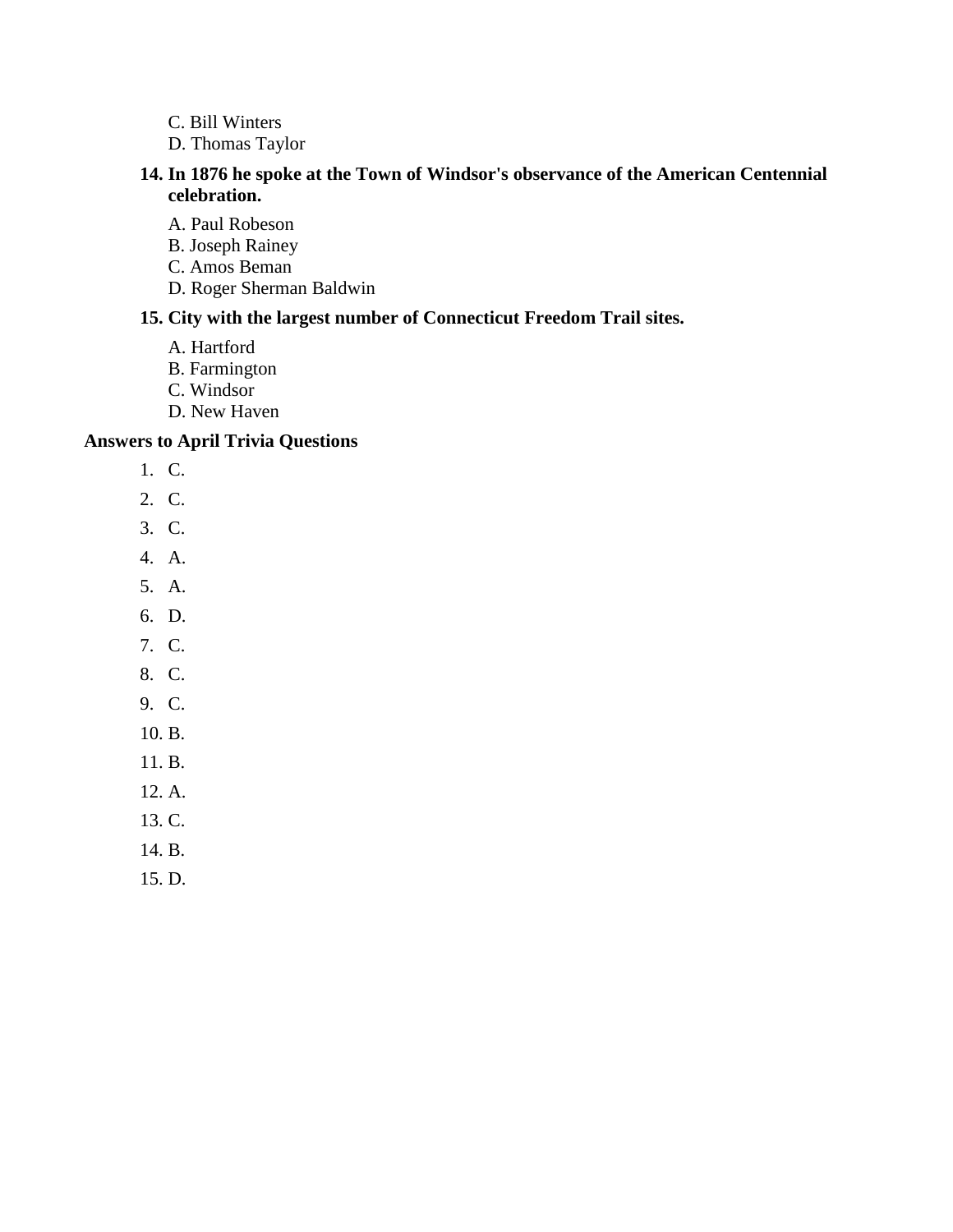C. Bill Winters
D. Thomas Taylor

**14. In 1876 he spoke at the Town of Windsor's observance of the American Centennial celebration.**

A. Paul Robeson
B. Joseph Rainey
C. Amos Beman
D. Roger Sherman Baldwin

**15. City with the largest number of Connecticut Freedom Trail sites.**

A. Hartford
B. Farmington
C. Windsor
D. New Haven

**Answers to April Trivia Questions**

1. C.
2. C.
3. C.
4. A.
5. A.
6. D.
7. C.
8. C.
9. C.
10. B.
11. B.
12. A.
13. C.
14. B.
15. D.